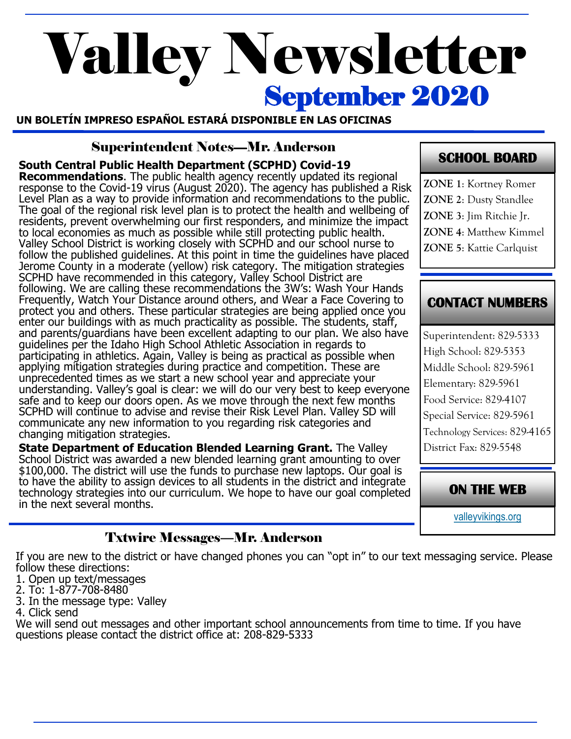# Valley Newsletter

## September 2020

**UN BOLETÍN IMPRESO ESPAÑOL ESTARÁ DISPONIBLE EN LAS OFICINAS**

## Superintendent Notes—Mr. Anderson

**South Central Public Health Department (SCPHD) Covid-19 Recommendations**. The public health agency recently updated its regional response to the Covid-19 virus (August 2020). The agency has published a Risk Level Plan as a way to provide information and recommendations to the public. The goal of the regional risk level plan is to protect the health and wellbeing of residents, prevent overwhelming our first responders, and minimize the impact to local economies as much as possible while still protecting public health. Valley School District is working closely with SCPHD and our school nurse to follow the published guidelines. At this point in time the guidelines have placed Jerome County in a moderate (yellow) risk category. The mitigation strategies SCPHD have recommended in this category, Valley School District are following. We are calling these recommendations the 3W's: Wash Your Hands Frequently, Watch Your Distance around others, and Wear a Face Covering to protect you and others. These particular strategies are being applied once you enter our buildings with as much practicality as possible. The students, staff, and parents/guardians have been excellent adapting to our plan. We also have guidelines per the Idaho High School Athletic Association in regards to participating in athletics. Again, Valley is being as practical as possible when applying mitigation strategies during practice and competition. These are unprecedented times as we start a new school year and appreciate your understanding. Valley's goal is clear: we will do our very best to keep everyone safe and to keep our doors open. As we move through the next few months SCPHD will continue to advise and revise their Risk Level Plan. Valley SD will communicate any new information to you regarding risk categories and changing mitigation strategies.

**State Department of Education Blended Learning Grant.** The Valley School District was awarded a new blended learning grant amounting to over $100,000. The district will use the funds to purchase new laptops. Our goal is to have the ability to assign devices to all students in the district and integrate technology strategies into our curriculum. We hope to have our goal completed in the next several months.

## Txtwire Messages—Mr. Anderson

If you are new to the district or have changed phones you can "opt in" to our text messaging service. Please follow these directions:

1. Open up text/messages
2. To: 1-877-708-8480
3. In the message type: Valley
4. Click send

We will send out messages and other important school announcements from time to time. If you have questions please contact the district office at: 208-829-5333

## SCHOOL BOARD

**ZONE 1**: Kortney Romer
**ZONE 2**: Dusty Standlee
**ZONE 3**: Jim Ritchie Jr.
**ZONE 4**: Matthew Kimmel
**ZONE 5**: Kattie Carlquist

## CONTACT NUMBERS

Superintendent: 829-5333
High School: 829-5353
Middle School: 829-5961
Elementary: 829-5961
Food Service: 829-4107
Special Service: 829-5961
Technology Services: 829-4165
District Fax: 829-5548

## ON THE WEB

valleyvikings.org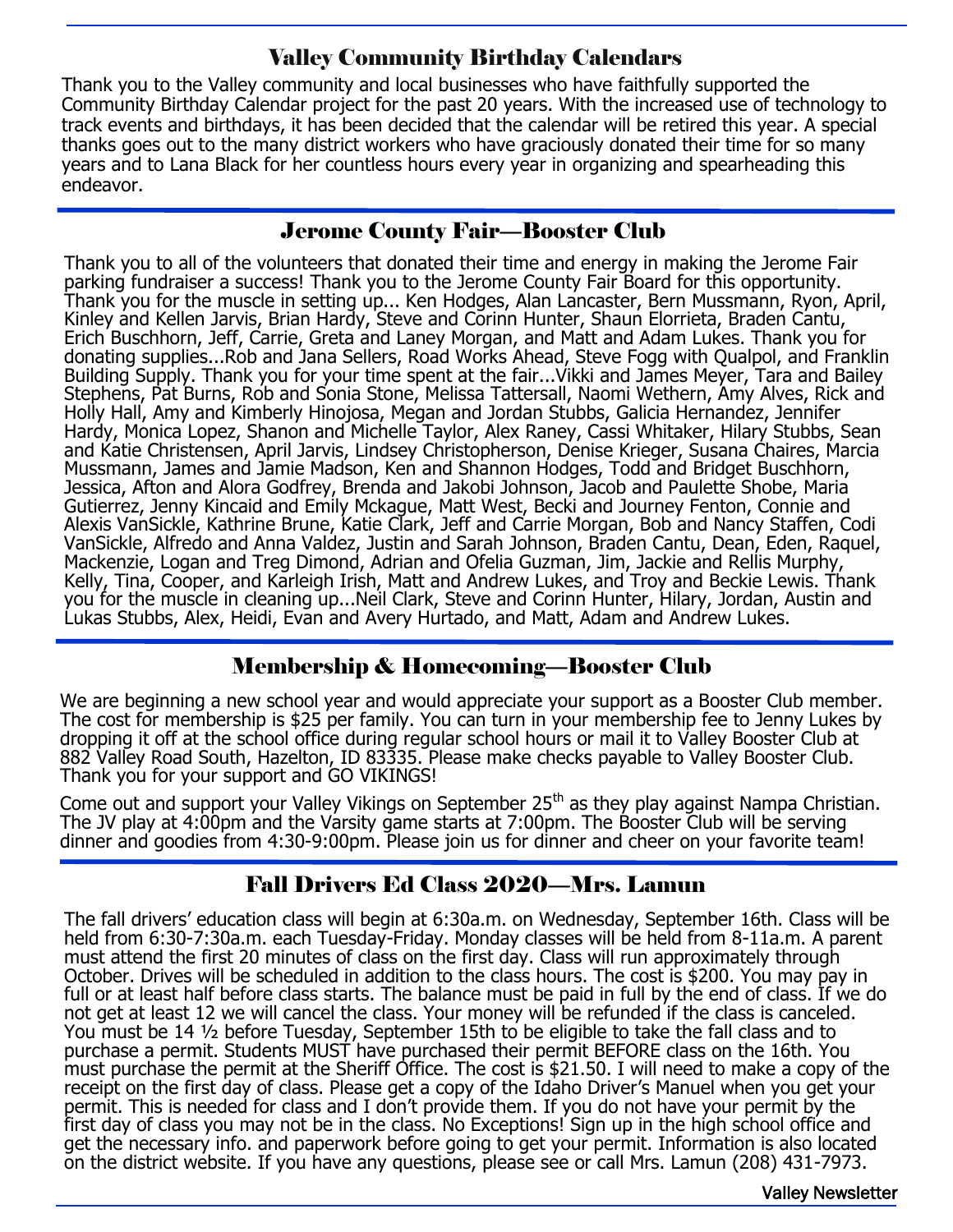## Valley Community Birthday Calendars

Thank you to the Valley community and local businesses who have faithfully supported the Community Birthday Calendar project for the past 20 years. With the increased use of technology to track events and birthdays, it has been decided that the calendar will be retired this year. A special thanks goes out to the many district workers who have graciously donated their time for so many years and to Lana Black for her countless hours every year in organizing and spearheading this endeavor.

## Jerome County Fair—Booster Club

Thank you to all of the volunteers that donated their time and energy in making the Jerome Fair parking fundraiser a success! Thank you to the Jerome County Fair Board for this opportunity. Thank you for the muscle in setting up... Ken Hodges, Alan Lancaster, Bern Mussmann, Ryon, April, Kinley and Kellen Jarvis, Brian Hardy, Steve and Corinn Hunter, Shaun Elorrieta, Braden Cantu, Erich Buschhorn, Jeff, Carrie, Greta and Laney Morgan, and Matt and Adam Lukes. Thank you for donating supplies...Rob and Jana Sellers, Road Works Ahead, Steve Fogg with Qualpol, and Franklin Building Supply. Thank you for your time spent at the fair...Vikki and James Meyer, Tara and Bailey Stephens, Pat Burns, Rob and Sonia Stone, Melissa Tattersall, Naomi Wethern, Amy Alves, Rick and Holly Hall, Amy and Kimberly Hinojosa, Megan and Jordan Stubbs, Galicia Hernandez, Jennifer Hardy, Monica Lopez, Shanon and Michelle Taylor, Alex Raney, Cassi Whitaker, Hilary Stubbs, Sean and Katie Christensen, April Jarvis, Lindsey Christopherson, Denise Krieger, Susana Chaires, Marcia Mussmann, James and Jamie Madson, Ken and Shannon Hodges, Todd and Bridget Buschhorn, Jessica, Afton and Alora Godfrey, Brenda and Jakobi Johnson, Jacob and Paulette Shobe, Maria Gutierrez, Jenny Kincaid and Emily Mckague, Matt West, Becki and Journey Fenton, Connie and Alexis VanSickle, Kathrine Brune, Katie Clark, Jeff and Carrie Morgan, Bob and Nancy Staffen, Codi VanSickle, Alfredo and Anna Valdez, Justin and Sarah Johnson, Braden Cantu, Dean, Eden, Raquel, Mackenzie, Logan and Treg Dimond, Adrian and Ofelia Guzman, Jim, Jackie and Rellis Murphy, Kelly, Tina, Cooper, and Karleigh Irish, Matt and Andrew Lukes, and Troy and Beckie Lewis. Thank you for the muscle in cleaning up...Neil Clark, Steve and Corinn Hunter, Hilary, Jordan, Austin and Lukas Stubbs, Alex, Heidi, Evan and Avery Hurtado, and Matt, Adam and Andrew Lukes.

## Membership & Homecoming—Booster Club

We are beginning a new school year and would appreciate your support as a Booster Club member. The cost for membership is $25 per family. You can turn in your membership fee to Jenny Lukes by dropping it off at the school office during regular school hours or mail it to Valley Booster Club at 882 Valley Road South, Hazelton, ID 83335. Please make checks payable to Valley Booster Club. Thank you for your support and GO VIKINGS!

Come out and support your Valley Vikings on September 25th as they play against Nampa Christian. The JV play at 4:00pm and the Varsity game starts at 7:00pm. The Booster Club will be serving dinner and goodies from 4:30-9:00pm. Please join us for dinner and cheer on your favorite team!

## Fall Drivers Ed Class 2020—Mrs. Lamun

The fall drivers' education class will begin at 6:30a.m. on Wednesday, September 16th. Class will be held from 6:30-7:30a.m. each Tuesday-Friday. Monday classes will be held from 8-11a.m. A parent must attend the first 20 minutes of class on the first day. Class will run approximately through October. Drives will be scheduled in addition to the class hours. The cost is $200. You may pay in full or at least half before class starts. The balance must be paid in full by the end of class. If we do not get at least 12 we will cancel the class. Your money will be refunded if the class is canceled. You must be 14 ½ before Tuesday, September 15th to be eligible to take the fall class and to purchase a permit. Students MUST have purchased their permit BEFORE class on the 16th. You must purchase the permit at the Sheriff Office. The cost is $21.50. I will need to make a copy of the receipt on the first day of class. Please get a copy of the Idaho Driver's Manuel when you get your permit. This is needed for class and I don't provide them. If you do not have your permit by the first day of class you may not be in the class. No Exceptions! Sign up in the high school office and get the necessary info. and paperwork before going to get your permit. Information is also located on the district website. If you have any questions, please see or call Mrs. Lamun (208) 431-7973.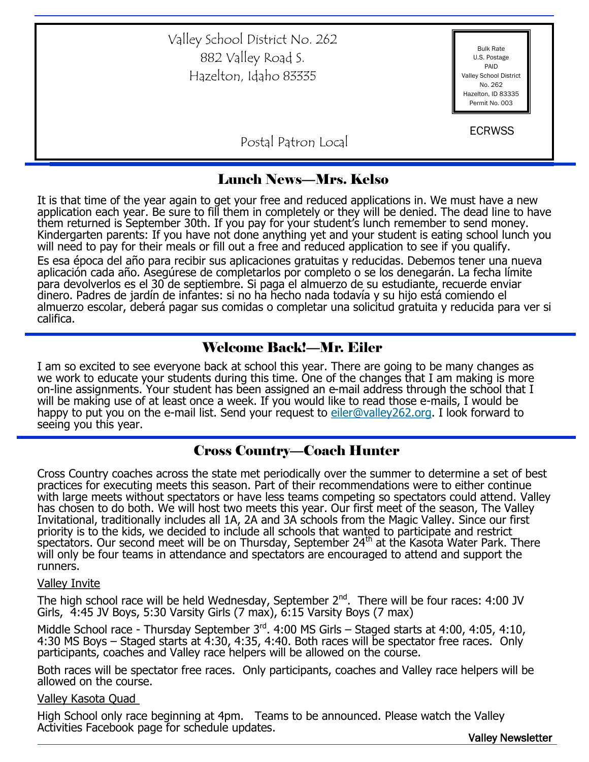Valley School District No. 262
882 Valley Road S.
Hazelton, Idaho 83335

Bulk Rate
U.S. Postage
PAID
Valley School District
No. 262
Hazelton, ID 83335
Permit No. 003

ECRWSS

Postal Patron Local

## Lunch News—Mrs. Kelso

It is that time of the year again to get your free and reduced applications in. We must have a new application each year. Be sure to fill them in completely or they will be denied. The dead line to have them returned is September 30th. If you pay for your student's lunch remember to send money. Kindergarten parents: If you have not done anything yet and your student is eating school lunch you will need to pay for their meals or fill out a free and reduced application to see if you qualify.

Es esa época del año para recibir sus aplicaciones gratuitas y reducidas. Debemos tener una nueva aplicación cada año. Asegúrese de completarlos por completo o se los denegarán. La fecha límite para devolverlos es el 30 de septiembre. Si paga el almuerzo de su estudiante, recuerde enviar dinero. Padres de jardín de infantes: si no ha hecho nada todavía y su hijo está comiendo el almuerzo escolar, deberá pagar sus comidas o completar una solicitud gratuita y reducida para ver si califica.

## Welcome Back!—Mr. Eiler

I am so excited to see everyone back at school this year. There are going to be many changes as we work to educate your students during this time. One of the changes that I am making is more on-line assignments. Your student has been assigned an e-mail address through the school that I will be making use of at least once a week. If you would like to read those e-mails, I would be happy to put you on the e-mail list. Send your request to eiler@valley262.org. I look forward to seeing you this year.

## Cross Country—Coach Hunter

Cross Country coaches across the state met periodically over the summer to determine a set of best practices for executing meets this season. Part of their recommendations were to either continue with large meets without spectators or have less teams competing so spectators could attend. Valley has chosen to do both. We will host two meets this year. Our first meet of the season, The Valley Invitational, traditionally includes all 1A, 2A and 3A schools from the Magic Valley. Since our first priority is to the kids, we decided to include all schools that wanted to participate and restrict spectators. Our second meet will be on Thursday, September 24th at the Kasota Water Park. There will only be four teams in attendance and spectators are encouraged to attend and support the runners.

Valley Invite

The high school race will be held Wednesday, September 2nd. There will be four races: 4:00 JV Girls, 4:45 JV Boys, 5:30 Varsity Girls (7 max), 6:15 Varsity Boys (7 max)

Middle School race - Thursday September 3rd. 4:00 MS Girls – Staged starts at 4:00, 4:05, 4:10, 4:30 MS Boys – Staged starts at 4:30, 4:35, 4:40. Both races will be spectator free races. Only participants, coaches and Valley race helpers will be allowed on the course.

Both races will be spectator free races. Only participants, coaches and Valley race helpers will be allowed on the course.

Valley Kasota Quad

High School only race beginning at 4pm. Teams to be announced. Please watch the Valley Activities Facebook page for schedule updates.